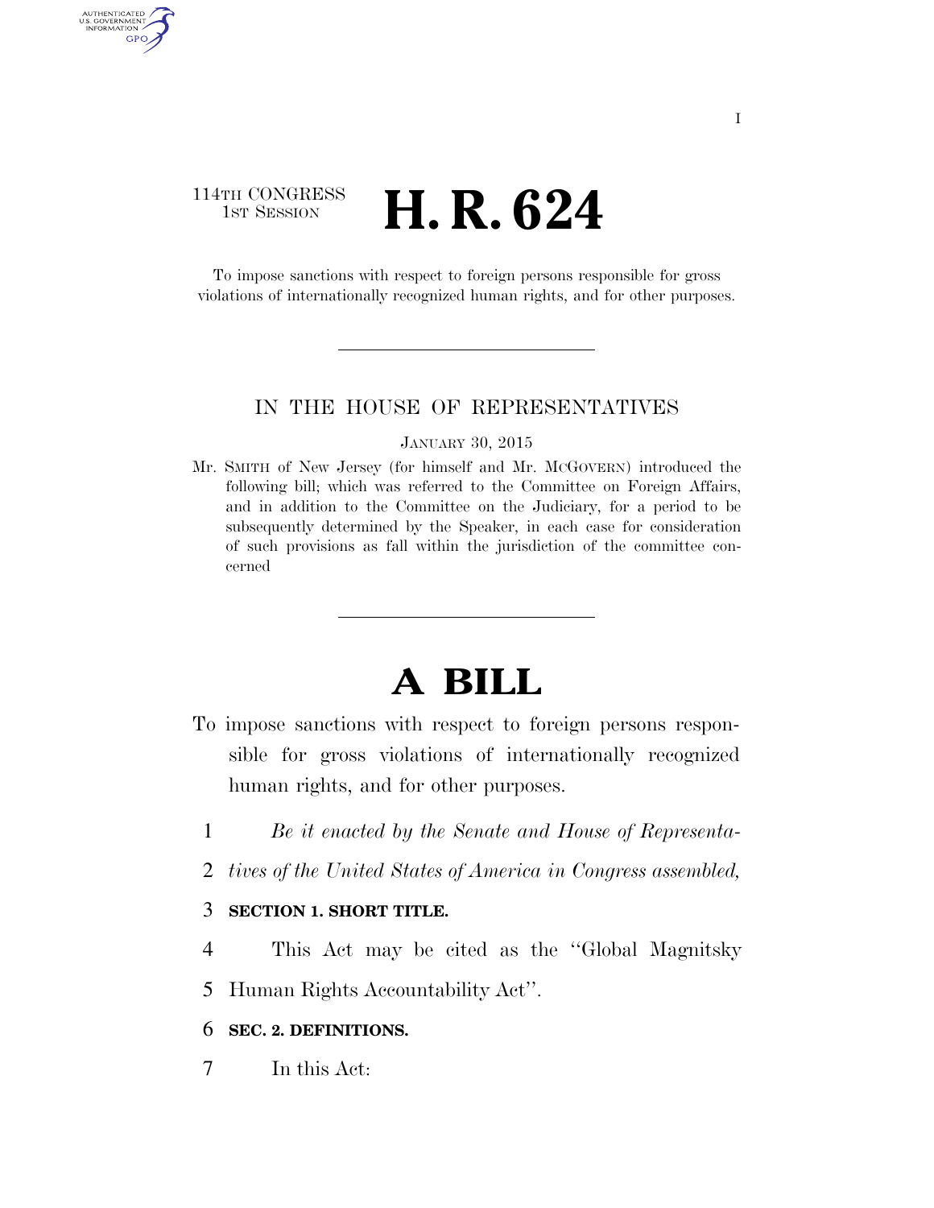114TH CONGRESS
1ST SESSION

# H. R. 624

To impose sanctions with respect to foreign persons responsible for gross violations of internationally recognized human rights, and for other purposes.

---

IN THE HOUSE OF REPRESENTATIVES

JANUARY 30, 2015

Mr. SMITH of New Jersey (for himself and Mr. MCGOVERN) introduced the following bill; which was referred to the Committee on Foreign Affairs, and in addition to the Committee on the Judiciary, for a period to be subsequently determined by the Speaker, in each case for consideration of such provisions as fall within the jurisdiction of the committee concerned

---

# A BILL

To impose sanctions with respect to foreign persons responsible for gross violations of internationally recognized human rights, and for other purposes.

1 *Be it enacted by the Senate and House of Representa-*
2 *tives of the United States of America in Congress assembled,*

3 **SECTION 1. SHORT TITLE.**

4 This Act may be cited as the ''Global Magnitsky
5 Human Rights Accountability Act''.

6 **SEC. 2. DEFINITIONS.**

7 In this Act: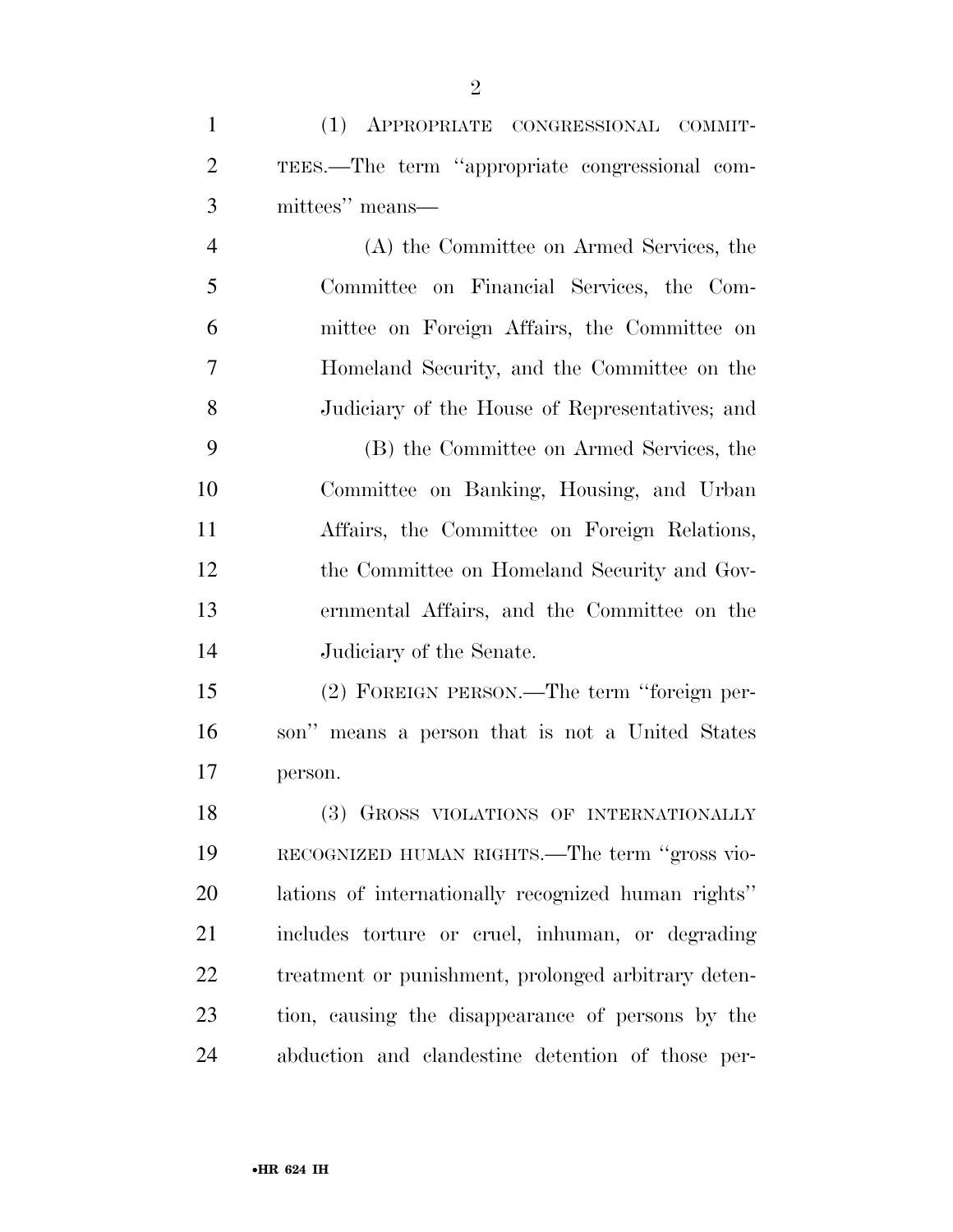(1) APPROPRIATE CONGRESSIONAL COMMITTEES.—The term ''appropriate congressional committees'' means—

(A) the Committee on Armed Services, the Committee on Financial Services, the Committee on Foreign Affairs, the Committee on Homeland Security, and the Committee on the Judiciary of the House of Representatives; and

(B) the Committee on Armed Services, the Committee on Banking, Housing, and Urban Affairs, the Committee on Foreign Relations, the Committee on Homeland Security and Governmental Affairs, and the Committee on the Judiciary of the Senate.

(2) FOREIGN PERSON.—The term ''foreign person'' means a person that is not a United States person.

(3) GROSS VIOLATIONS OF INTERNATIONALLY RECOGNIZED HUMAN RIGHTS.—The term ''gross violations of internationally recognized human rights'' includes torture or cruel, inhuman, or degrading treatment or punishment, prolonged arbitrary detention, causing the disappearance of persons by the abduction and clandestine detention of those per-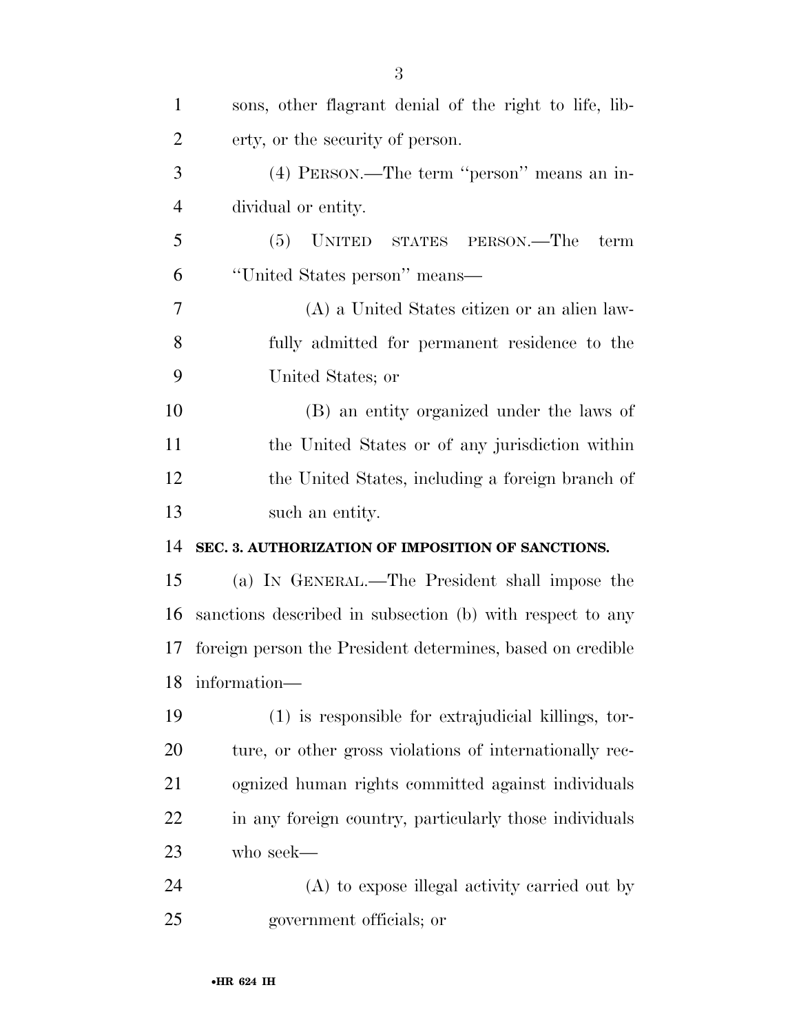sons, other flagrant denial of the right to life, liberty, or the security of person.

(4) PERSON.—The term ''person'' means an individual or entity.

(5) UNITED STATES PERSON.—The term ''United States person'' means—

(A) a United States citizen or an alien lawfully admitted for permanent residence to the United States; or

(B) an entity organized under the laws of the United States or of any jurisdiction within the United States, including a foreign branch of such an entity.

**SEC. 3. AUTHORIZATION OF IMPOSITION OF SANCTIONS.**

(a) IN GENERAL.—The President shall impose the sanctions described in subsection (b) with respect to any foreign person the President determines, based on credible information—

(1) is responsible for extrajudicial killings, torture, or other gross violations of internationally recognized human rights committed against individuals in any foreign country, particularly those individuals who seek—

(A) to expose illegal activity carried out by government officials; or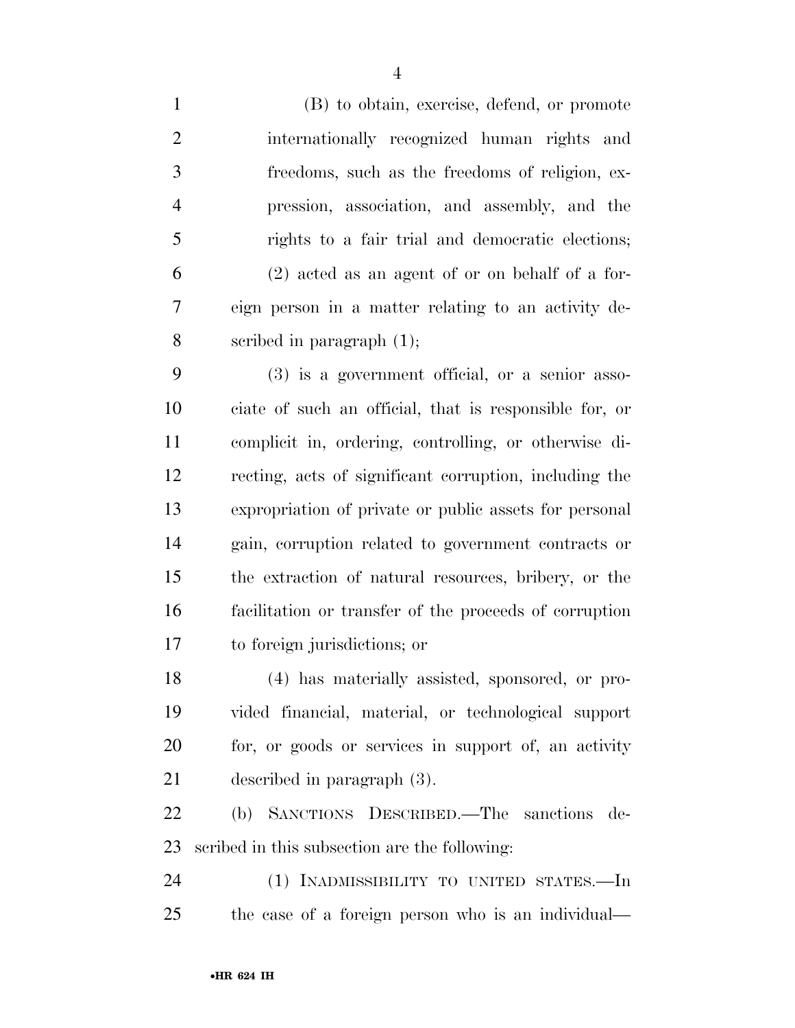(B) to obtain, exercise, defend, or promote internationally recognized human rights and freedoms, such as the freedoms of religion, expression, association, and assembly, and the rights to a fair trial and democratic elections;

(2) acted as an agent of or on behalf of a foreign person in a matter relating to an activity described in paragraph (1);

(3) is a government official, or a senior associate of such an official, that is responsible for, or complicit in, ordering, controlling, or otherwise directing, acts of significant corruption, including the expropriation of private or public assets for personal gain, corruption related to government contracts or the extraction of natural resources, bribery, or the facilitation or transfer of the proceeds of corruption to foreign jurisdictions; or

(4) has materially assisted, sponsored, or provided financial, material, or technological support for, or goods or services in support of, an activity described in paragraph (3).

(b) SANCTIONS DESCRIBED.—The sanctions described in this subsection are the following:

(1) INADMISSIBILITY TO UNITED STATES.—In the case of a foreign person who is an individual—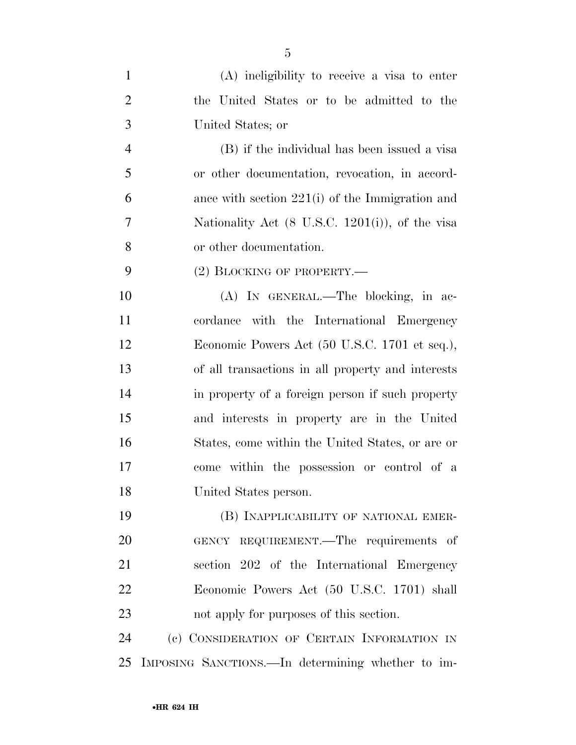(A) ineligibility to receive a visa to enter the United States or to be admitted to the United States; or

(B) if the individual has been issued a visa or other documentation, revocation, in accordance with section 221(i) of the Immigration and Nationality Act (8 U.S.C. 1201(i)), of the visa or other documentation.

(2) BLOCKING OF PROPERTY.—

(A) IN GENERAL.—The blocking, in accordance with the International Emergency Economic Powers Act (50 U.S.C. 1701 et seq.), of all transactions in all property and interests in property of a foreign person if such property and interests in property are in the United States, come within the United States, or are or come within the possession or control of a United States person.

(B) INAPPLICABILITY OF NATIONAL EMERGENCY REQUIREMENT.—The requirements of section 202 of the International Emergency Economic Powers Act (50 U.S.C. 1701) shall not apply for purposes of this section.

(c) CONSIDERATION OF CERTAIN INFORMATION IN IMPOSING SANCTIONS.—In determining whether to im-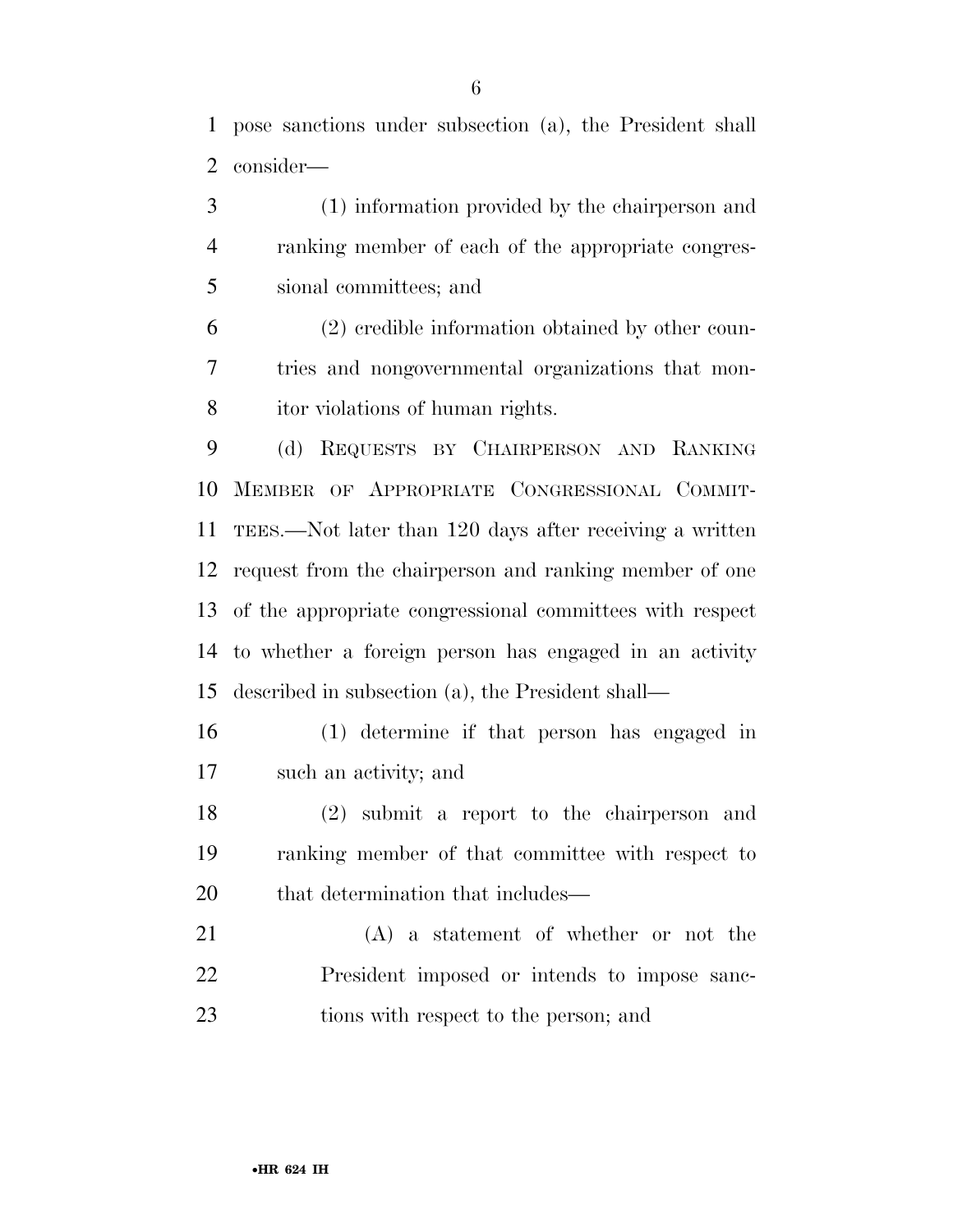pose sanctions under subsection (a), the President shall consider—

(1) information provided by the chairperson and ranking member of each of the appropriate congressional committees; and

(2) credible information obtained by other countries and nongovernmental organizations that monitor violations of human rights.

(d) REQUESTS BY CHAIRPERSON AND RANKING MEMBER OF APPROPRIATE CONGRESSIONAL COMMITTEES.—Not later than 120 days after receiving a written request from the chairperson and ranking member of one of the appropriate congressional committees with respect to whether a foreign person has engaged in an activity described in subsection (a), the President shall—

(1) determine if that person has engaged in such an activity; and

(2) submit a report to the chairperson and ranking member of that committee with respect to that determination that includes—

(A) a statement of whether or not the President imposed or intends to impose sanctions with respect to the person; and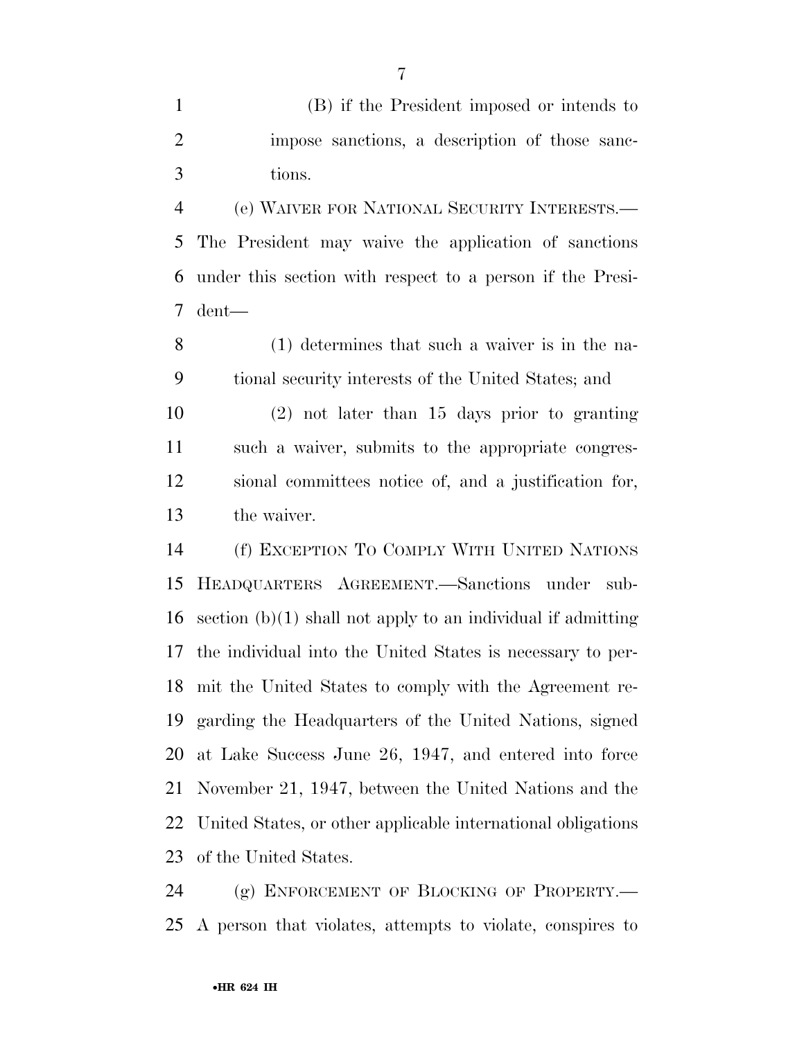(B) if the President imposed or intends to impose sanctions, a description of those sanctions.

(e) WAIVER FOR NATIONAL SECURITY INTERESTS.—The President may waive the application of sanctions under this section with respect to a person if the President—

(1) determines that such a waiver is in the national security interests of the United States; and

(2) not later than 15 days prior to granting such a waiver, submits to the appropriate congressional committees notice of, and a justification for, the waiver.

(f) EXCEPTION TO COMPLY WITH UNITED NATIONS HEADQUARTERS AGREEMENT.—Sanctions under subsection (b)(1) shall not apply to an individual if admitting the individual into the United States is necessary to permit the United States to comply with the Agreement regarding the Headquarters of the United Nations, signed at Lake Success June 26, 1947, and entered into force November 21, 1947, between the United Nations and the United States, or other applicable international obligations of the United States.

(g) ENFORCEMENT OF BLOCKING OF PROPERTY.—A person that violates, attempts to violate, conspires to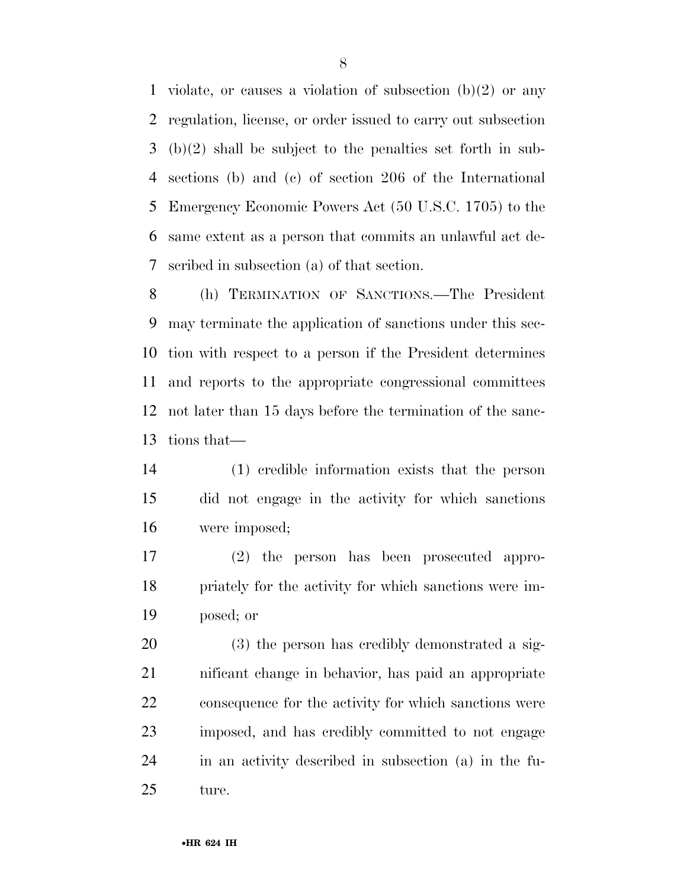violate, or causes a violation of subsection (b)(2) or any regulation, license, or order issued to carry out subsection (b)(2) shall be subject to the penalties set forth in subsections (b) and (c) of section 206 of the International Emergency Economic Powers Act (50 U.S.C. 1705) to the same extent as a person that commits an unlawful act described in subsection (a) of that section.

(h) TERMINATION OF SANCTIONS.—The President may terminate the application of sanctions under this section with respect to a person if the President determines and reports to the appropriate congressional committees not later than 15 days before the termination of the sanctions that—

(1) credible information exists that the person did not engage in the activity for which sanctions were imposed;

(2) the person has been prosecuted appropriately for the activity for which sanctions were imposed; or

(3) the person has credibly demonstrated a significant change in behavior, has paid an appropriate consequence for the activity for which sanctions were imposed, and has credibly committed to not engage in an activity described in subsection (a) in the future.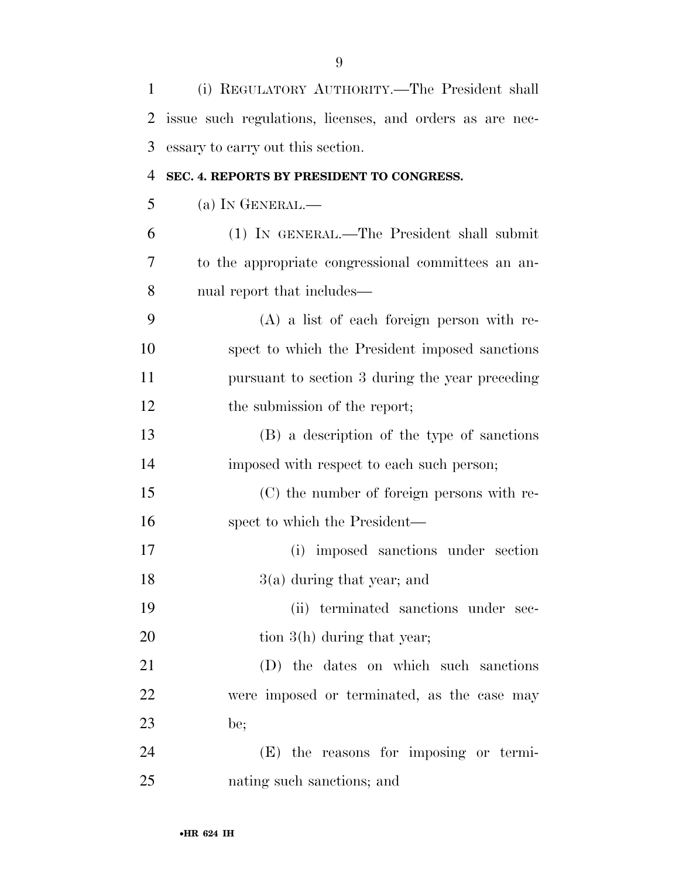(i) REGULATORY AUTHORITY.—The President shall issue such regulations, licenses, and orders as are necessary to carry out this section.

**SEC. 4. REPORTS BY PRESIDENT TO CONGRESS.**

(a) IN GENERAL.—

(1) IN GENERAL.—The President shall submit to the appropriate congressional committees an annual report that includes—

(A) a list of each foreign person with respect to which the President imposed sanctions pursuant to section 3 during the year preceding the submission of the report;

(B) a description of the type of sanctions imposed with respect to each such person;

(C) the number of foreign persons with respect to which the President—

(i) imposed sanctions under section 3(a) during that year; and

(ii) terminated sanctions under section 3(h) during that year;

(D) the dates on which such sanctions were imposed or terminated, as the case may be;

(E) the reasons for imposing or terminating such sanctions; and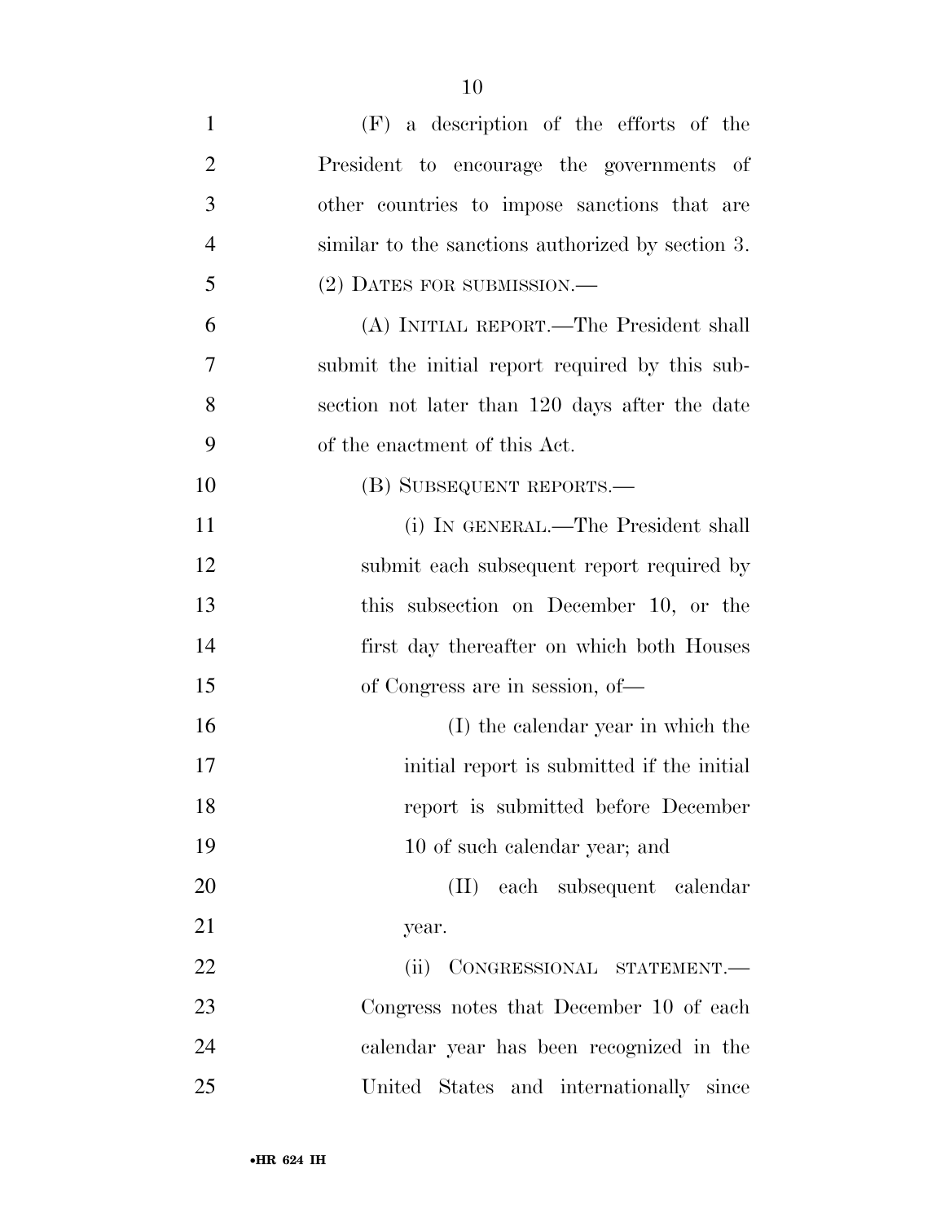(F) a description of the efforts of the President to encourage the governments of other countries to impose sanctions that are similar to the sanctions authorized by section 3.

(2) DATES FOR SUBMISSION.—

(A) INITIAL REPORT.—The President shall submit the initial report required by this subsection not later than 120 days after the date of the enactment of this Act.

(B) SUBSEQUENT REPORTS.—

(i) IN GENERAL.—The President shall submit each subsequent report required by this subsection on December 10, or the first day thereafter on which both Houses of Congress are in session, of—

(I) the calendar year in which the initial report is submitted if the initial report is submitted before December 10 of such calendar year; and

(II) each subsequent calendar year.

(ii) CONGRESSIONAL STATEMENT.— Congress notes that December 10 of each calendar year has been recognized in the United States and internationally since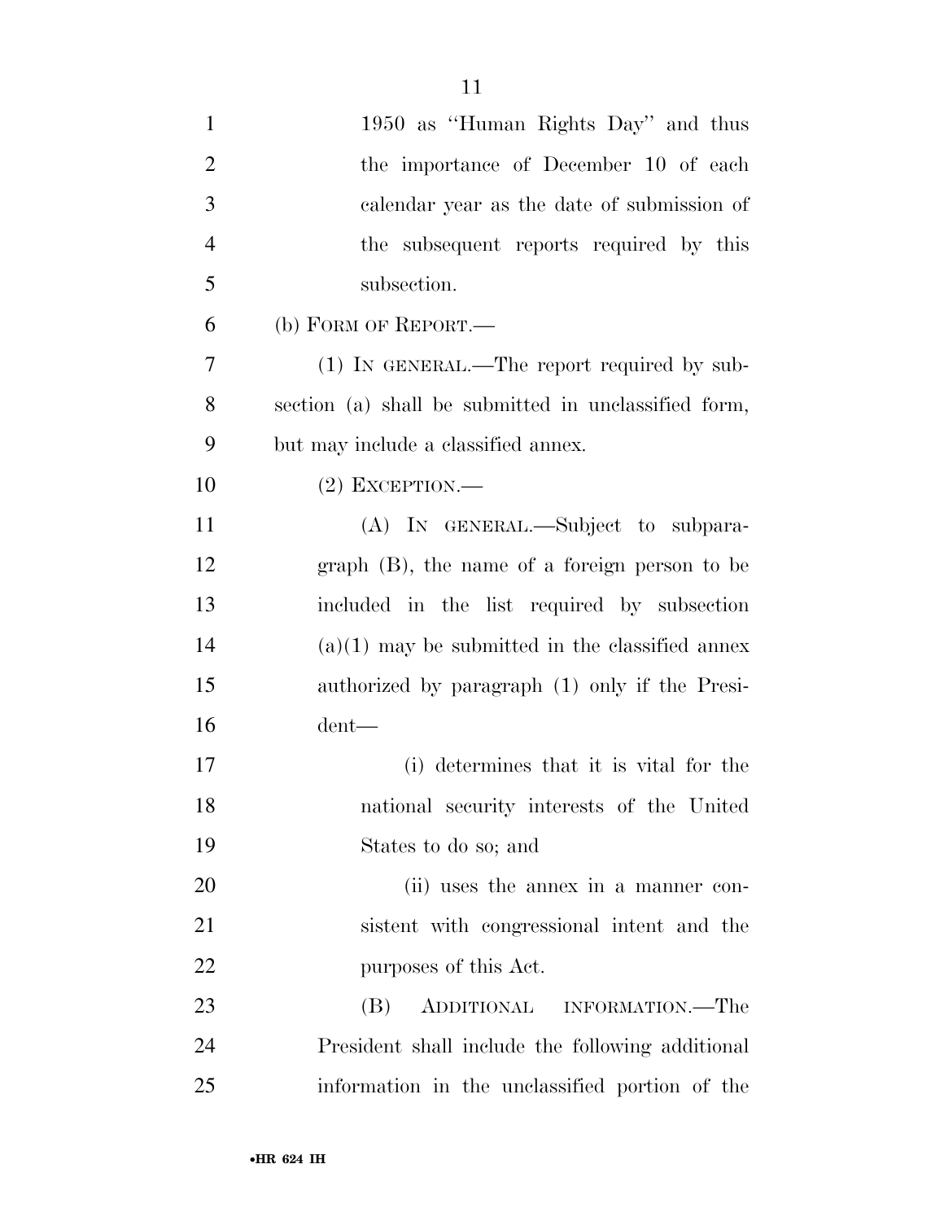1950 as "Human Rights Day" and thus the importance of December 10 of each calendar year as the date of submission of the subsequent reports required by this subsection.

(b) FORM OF REPORT.—

(1) IN GENERAL.—The report required by subsection (a) shall be submitted in unclassified form, but may include a classified annex.

(2) EXCEPTION.—

(A) IN GENERAL.—Subject to subparagraph (B), the name of a foreign person to be included in the list required by subsection (a)(1) may be submitted in the classified annex authorized by paragraph (1) only if the President—

(i) determines that it is vital for the national security interests of the United States to do so; and

(ii) uses the annex in a manner consistent with congressional intent and the purposes of this Act.

(B) ADDITIONAL INFORMATION.—The President shall include the following additional information in the unclassified portion of the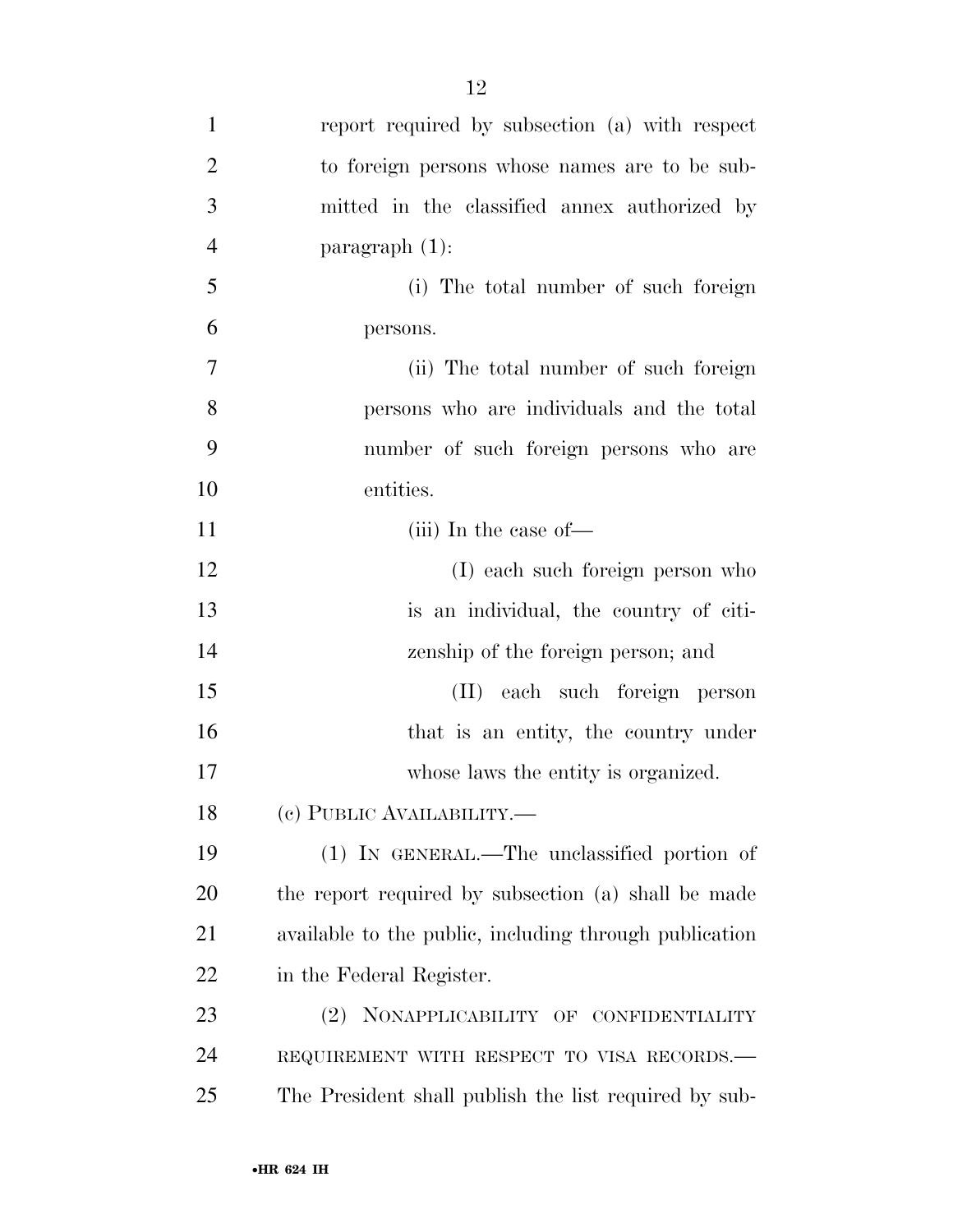report required by subsection (a) with respect to foreign persons whose names are to be submitted in the classified annex authorized by paragraph (1):

(i) The total number of such foreign persons.

(ii) The total number of such foreign persons who are individuals and the total number of such foreign persons who are entities.

(iii) In the case of—

(I) each such foreign person who is an individual, the country of citizenship of the foreign person; and

(II) each such foreign person that is an entity, the country under whose laws the entity is organized.

(c) PUBLIC AVAILABILITY.—

(1) IN GENERAL.—The unclassified portion of the report required by subsection (a) shall be made available to the public, including through publication in the Federal Register.

(2) NONAPPLICABILITY OF CONFIDENTIALITY REQUIREMENT WITH RESPECT TO VISA RECORDS.— The President shall publish the list required by sub-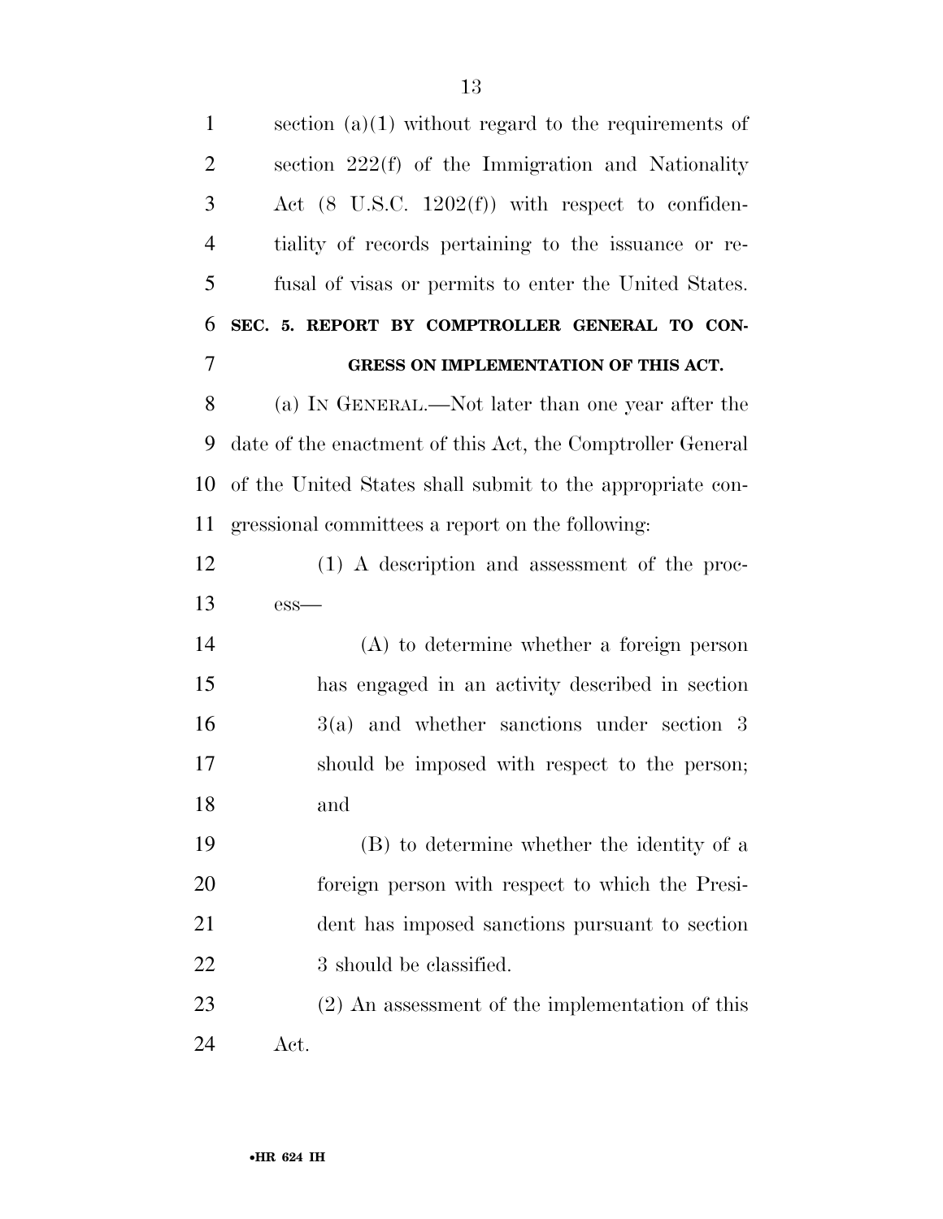section (a)(1) without regard to the requirements of section 222(f) of the Immigration and Nationality Act (8 U.S.C. 1202(f)) with respect to confidentiality of records pertaining to the issuance or refusal of visas or permits to enter the United States.

## SEC. 5. REPORT BY COMPTROLLER GENERAL TO CONGRESS ON IMPLEMENTATION OF THIS ACT.

(a) IN GENERAL.—Not later than one year after the date of the enactment of this Act, the Comptroller General of the United States shall submit to the appropriate congressional committees a report on the following:

(1) A description and assessment of the process—

(A) to determine whether a foreign person has engaged in an activity described in section 3(a) and whether sanctions under section 3 should be imposed with respect to the person; and

(B) to determine whether the identity of a foreign person with respect to which the President has imposed sanctions pursuant to section 3 should be classified.

(2) An assessment of the implementation of this Act.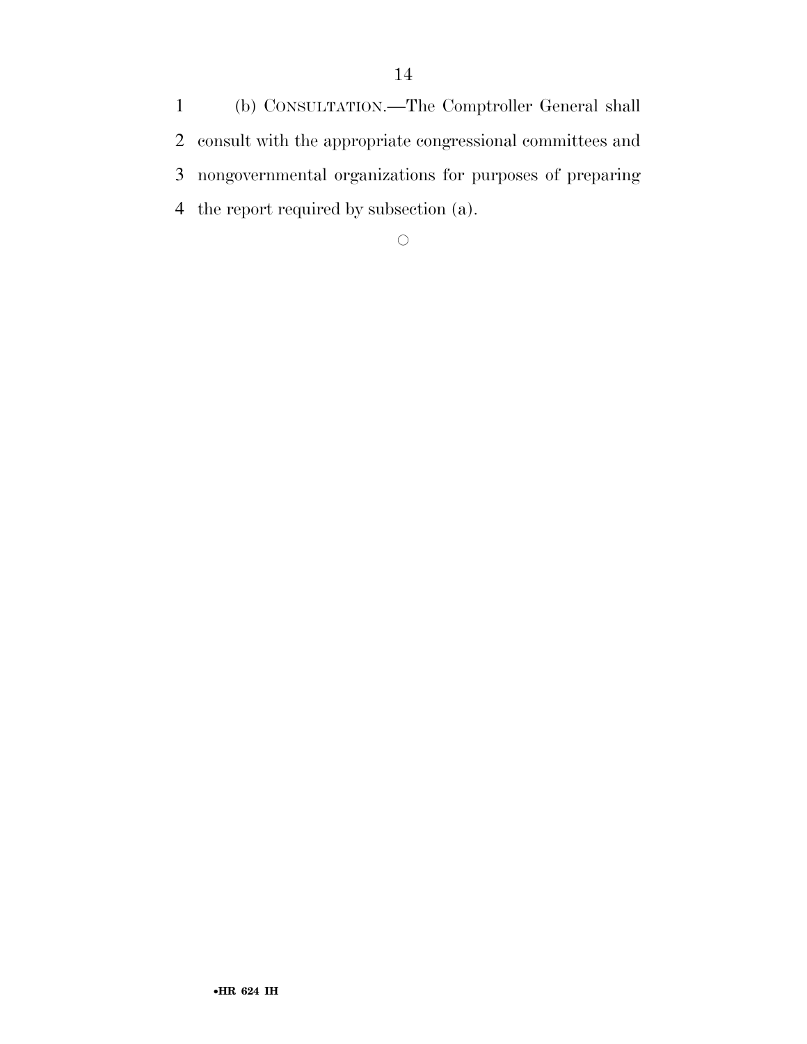(b) CONSULTATION.—The Comptroller General shall consult with the appropriate congressional committees and nongovernmental organizations for purposes of preparing the report required by subsection (a).

○